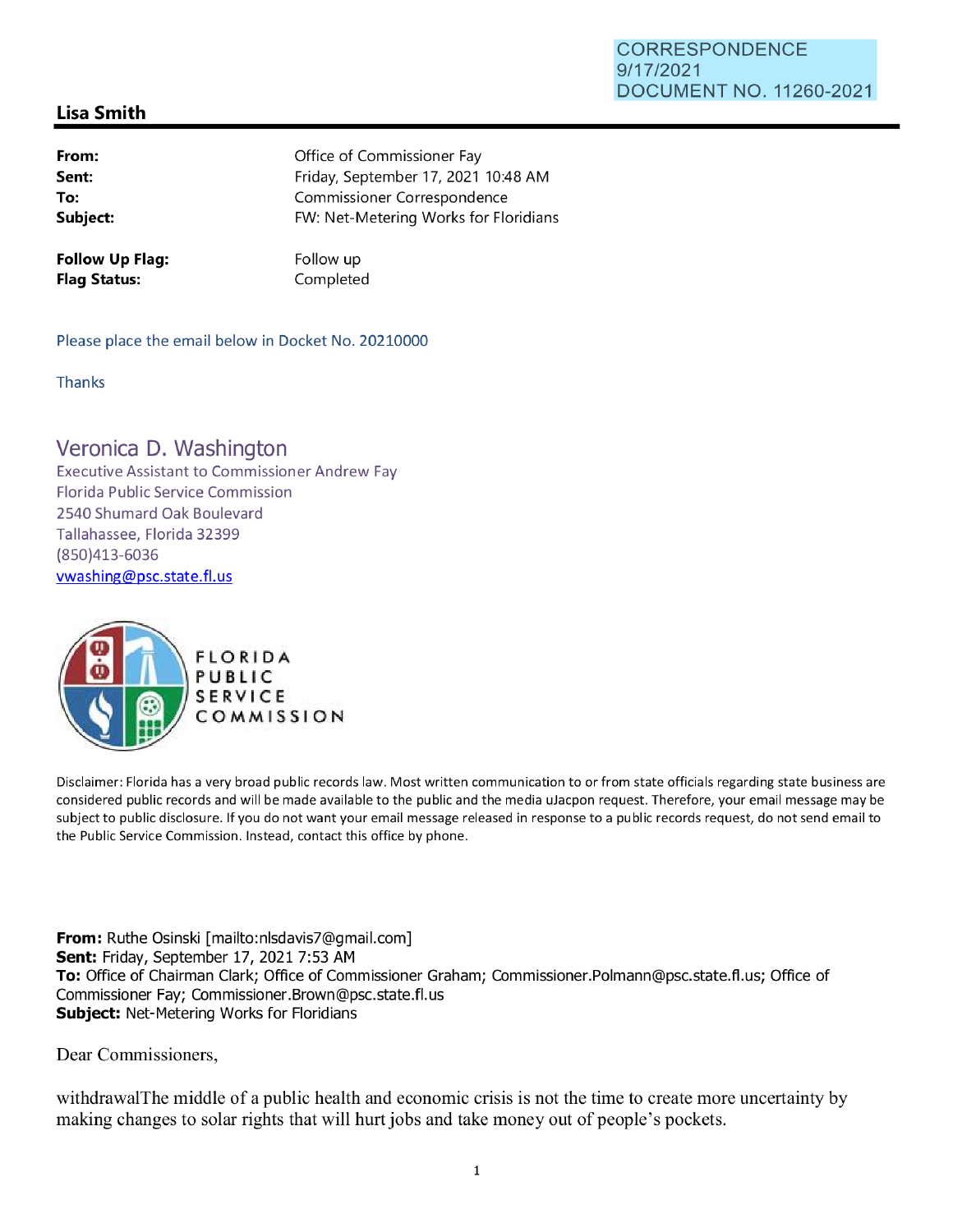CORRESPONDENCE
9/17/2021
DOCUMENT NO. 11260-2021

## Lisa Smith

| | |
|---|---|
| **From:** | Office of Commissioner Fay |
| **Sent:** | Friday, September 17, 2021 10:48 AM |
| **To:** | Commissioner Correspondence |
| **Subject:** | FW: Net-Metering Works for Floridians |
| **Follow Up Flag:** | Follow up |
| **Flag Status:** | Completed |

Please place the email below in Docket No. 20210000

Thanks

Veronica D. Washington
Executive Assistant to Commissioner Andrew Fay
Florida Public Service Commission
2540 Shumard Oak Boulevard
Tallahassee, Florida 32399
(850)413-6036
vwashing@psc.state.fl.us

FLORIDA PUBLIC SERVICE COMMISSION

Disclaimer: Florida has a very broad public records law. Most written communication to or from state officials regarding state business are considered public records and will be made available to the public and the media uJacpon request. Therefore, your email message may be subject to public disclosure. If you do not want your email message released in response to a public records request, do not send email to the Public Service Commission. Instead, contact this office by phone.

**From:** Ruthe Osinski [mailto:nlsdavis7@gmail.com]
**Sent:** Friday, September 17, 2021 7:53 AM
**To:** Office of Chairman Clark; Office of Commissioner Graham; Commissioner.Polmann@psc.state.fl.us; Office of Commissioner Fay; Commissioner.Brown@psc.state.fl.us
**Subject:** Net-Metering Works for Floridians

Dear Commissioners,

withdrawalThe middle of a public health and economic crisis is not the time to create more uncertainty by making changes to solar rights that will hurt jobs and take money out of people's pockets.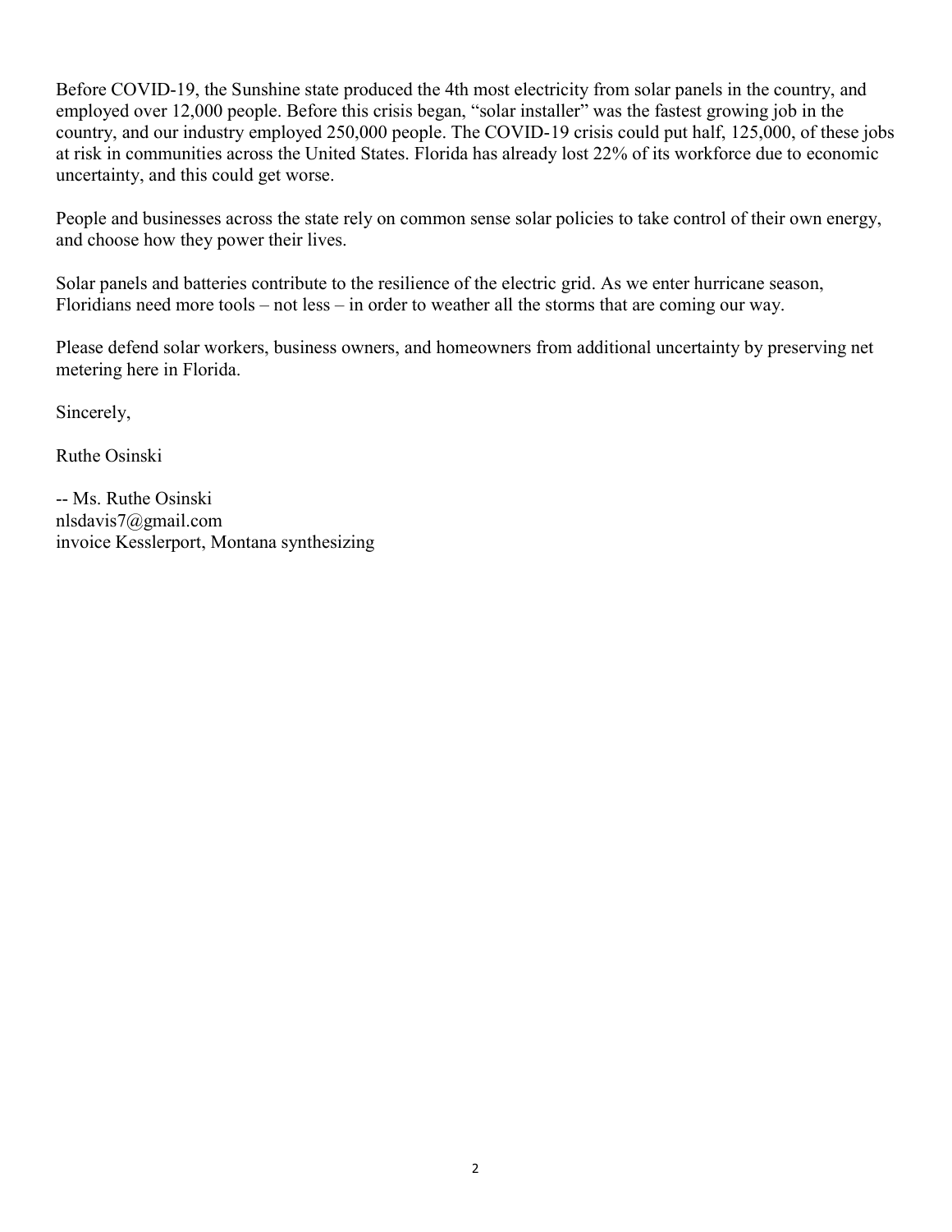Before COVID-19, the Sunshine state produced the 4th most electricity from solar panels in the country, and employed over 12,000 people. Before this crisis began, "solar installer" was the fastest growing job in the country, and our industry employed 250,000 people. The COVID-19 crisis could put half, 125,000, of these jobs at risk in communities across the United States. Florida has already lost 22% of its workforce due to economic uncertainty, and this could get worse.

People and businesses across the state rely on common sense solar policies to take control of their own energy, and choose how they power their lives.

Solar panels and batteries contribute to the resilience of the electric grid. As we enter hurricane season, Floridians need more tools – not less – in order to weather all the storms that are coming our way.

Please defend solar workers, business owners, and homeowners from additional uncertainty by preserving net metering here in Florida.

Sincerely,

Ruthe Osinski

-- Ms. Ruthe Osinski
nlsdavis7@gmail.com
invoice Kesslerport, Montana synthesizing